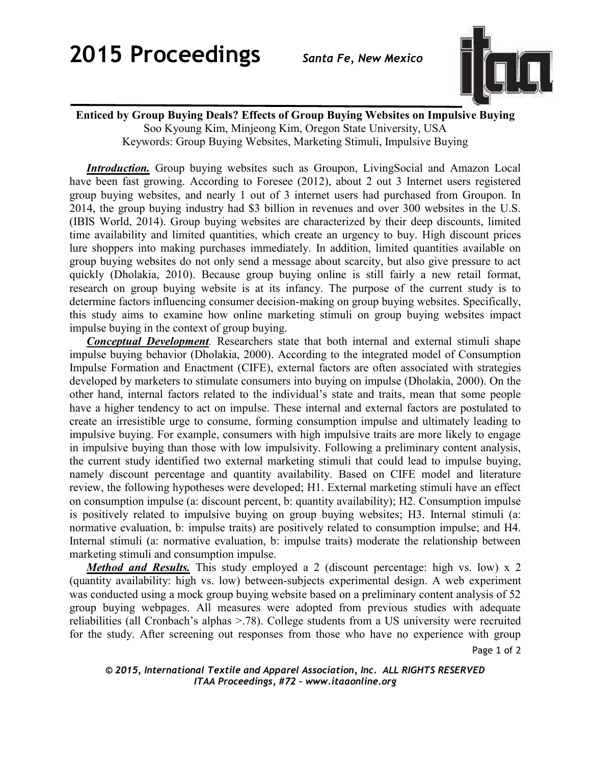**Enticed by Group Buying Deals? Effects of Group Buying Websites on Impulsive Buying**

Soo Kyoung Kim, Minjeong Kim, Oregon State University, USA

Keywords: Group Buying Websites, Marketing Stimuli, Impulsive Buying

***Introduction.*** Group buying websites such as Groupon, LivingSocial and Amazon Local have been fast growing. According to Foresee (2012), about 2 out 3 Internet users registered group buying websites, and nearly 1 out of 3 internet users had purchased from Groupon. In 2014, the group buying industry had $3 billion in revenues and over 300 websites in the U.S. (IBIS World, 2014). Group buying websites are characterized by their deep discounts, limited time availability and limited quantities, which create an urgency to buy. High discount prices lure shoppers into making purchases immediately. In addition, limited quantities available on group buying websites do not only send a message about scarcity, but also give pressure to act quickly (Dholakia, 2010). Because group buying online is still fairly a new retail format, research on group buying website is at its infancy. The purpose of the current study is to determine factors influencing consumer decision-making on group buying websites. Specifically, this study aims to examine how online marketing stimuli on group buying websites impact impulse buying in the context of group buying.

***Conceptual Development.*** Researchers state that both internal and external stimuli shape impulse buying behavior (Dholakia, 2000). According to the integrated model of Consumption Impulse Formation and Enactment (CIFE), external factors are often associated with strategies developed by marketers to stimulate consumers into buying on impulse (Dholakia, 2000). On the other hand, internal factors related to the individual's state and traits, mean that some people have a higher tendency to act on impulse. These internal and external factors are postulated to create an irresistible urge to consume, forming consumption impulse and ultimately leading to impulsive buying. For example, consumers with high impulsive traits are more likely to engage in impulsive buying than those with low impulsivity. Following a preliminary content analysis, the current study identified two external marketing stimuli that could lead to impulse buying, namely discount percentage and quantity availability. Based on CIFE model and literature review, the following hypotheses were developed; H1. External marketing stimuli have an effect on consumption impulse (a: discount percent, b: quantity availability); H2. Consumption impulse is positively related to impulsive buying on group buying websites; H3. Internal stimuli (a: normative evaluation, b: impulse traits) are positively related to consumption impulse; and H4. Internal stimuli (a: normative evaluation, b: impulse traits) moderate the relationship between marketing stimuli and consumption impulse.

***Method and Results.*** This study employed a 2 (discount percentage: high vs. low) x 2 (quantity availability: high vs. low) between-subjects experimental design. A web experiment was conducted using a mock group buying website based on a preliminary content analysis of 52 group buying webpages. All measures were adopted from previous studies with adequate reliabilities (all Cronbach's alphas >.78). College students from a US university were recruited for the study. After screening out responses from those who have no experience with group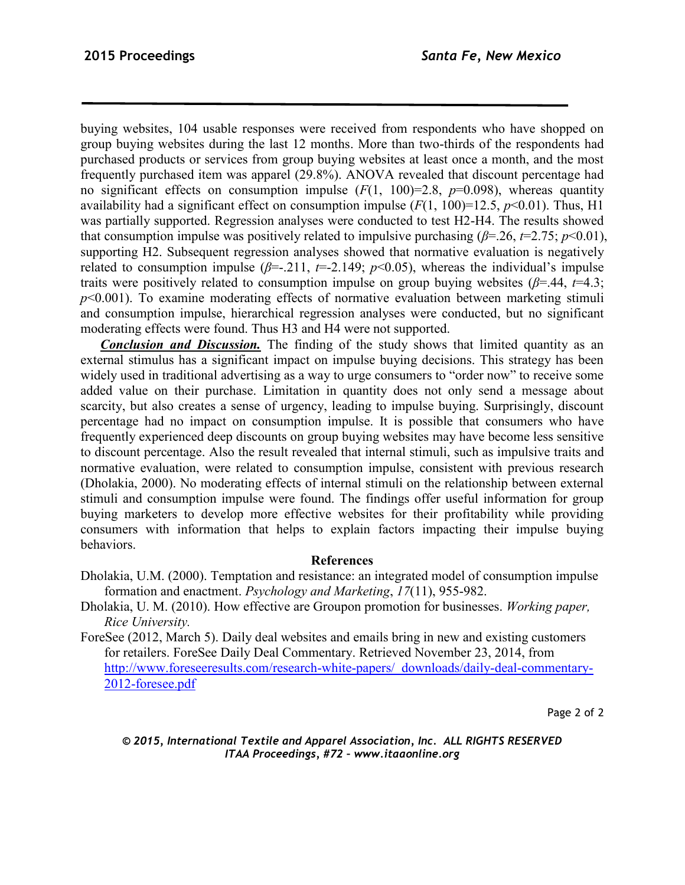buying websites, 104 usable responses were received from respondents who have shopped on group buying websites during the last 12 months. More than two-thirds of the respondents had purchased products or services from group buying websites at least once a month, and the most frequently purchased item was apparel (29.8%). ANOVA revealed that discount percentage had no significant effects on consumption impulse ($F(1, 100)=2.8$, $p=0.098$), whereas quantity availability had a significant effect on consumption impulse ($F(1, 100)=12.5$, $p<0.01$). Thus, H1 was partially supported. Regression analyses were conducted to test H2-H4. The results showed that consumption impulse was positively related to impulsive purchasing ($\beta=.26$, $t=2.75$; $p<0.01$), supporting H2. Subsequent regression analyses showed that normative evaluation is negatively related to consumption impulse ($\beta=-.211$, $t=-2.149$; $p<0.05$), whereas the individual's impulse traits were positively related to consumption impulse on group buying websites ($\beta=.44$, $t=4.3$; $p<0.001$). To examine moderating effects of normative evaluation between marketing stimuli and consumption impulse, hierarchical regression analyses were conducted, but no significant moderating effects were found. Thus H3 and H4 were not supported.

***Conclusion and Discussion.*** The finding of the study shows that limited quantity as an external stimulus has a significant impact on impulse buying decisions. This strategy has been widely used in traditional advertising as a way to urge consumers to "order now" to receive some added value on their purchase. Limitation in quantity does not only send a message about scarcity, but also creates a sense of urgency, leading to impulse buying. Surprisingly, discount percentage had no impact on consumption impulse. It is possible that consumers who have frequently experienced deep discounts on group buying websites may have become less sensitive to discount percentage. Also the result revealed that internal stimuli, such as impulsive traits and normative evaluation, were related to consumption impulse, consistent with previous research (Dholakia, 2000). No moderating effects of internal stimuli on the relationship between external stimuli and consumption impulse were found. The findings offer useful information for group buying marketers to develop more effective websites for their profitability while providing consumers with information that helps to explain factors impacting their impulse buying behaviors.

## References

Dholakia, U.M. (2000). Temptation and resistance: an integrated model of consumption impulse formation and enactment. *Psychology and Marketing*, *17*(11), 955-982.

Dholakia, U. M. (2010). How effective are Groupon promotion for businesses. *Working paper, Rice University.*

ForeSee (2012, March 5). Daily deal websites and emails bring in new and existing customers for retailers. ForeSee Daily Deal Commentary. Retrieved November 23, 2014, from http://www.foreseeresults.com/research-white-papers/_downloads/daily-deal-commentary-2012-foresee.pdf

*© 2015, International Textile and Apparel Association, Inc. ALL RIGHTS RESERVED*
*ITAA Proceedings, #72 – www.itaaonline.org*